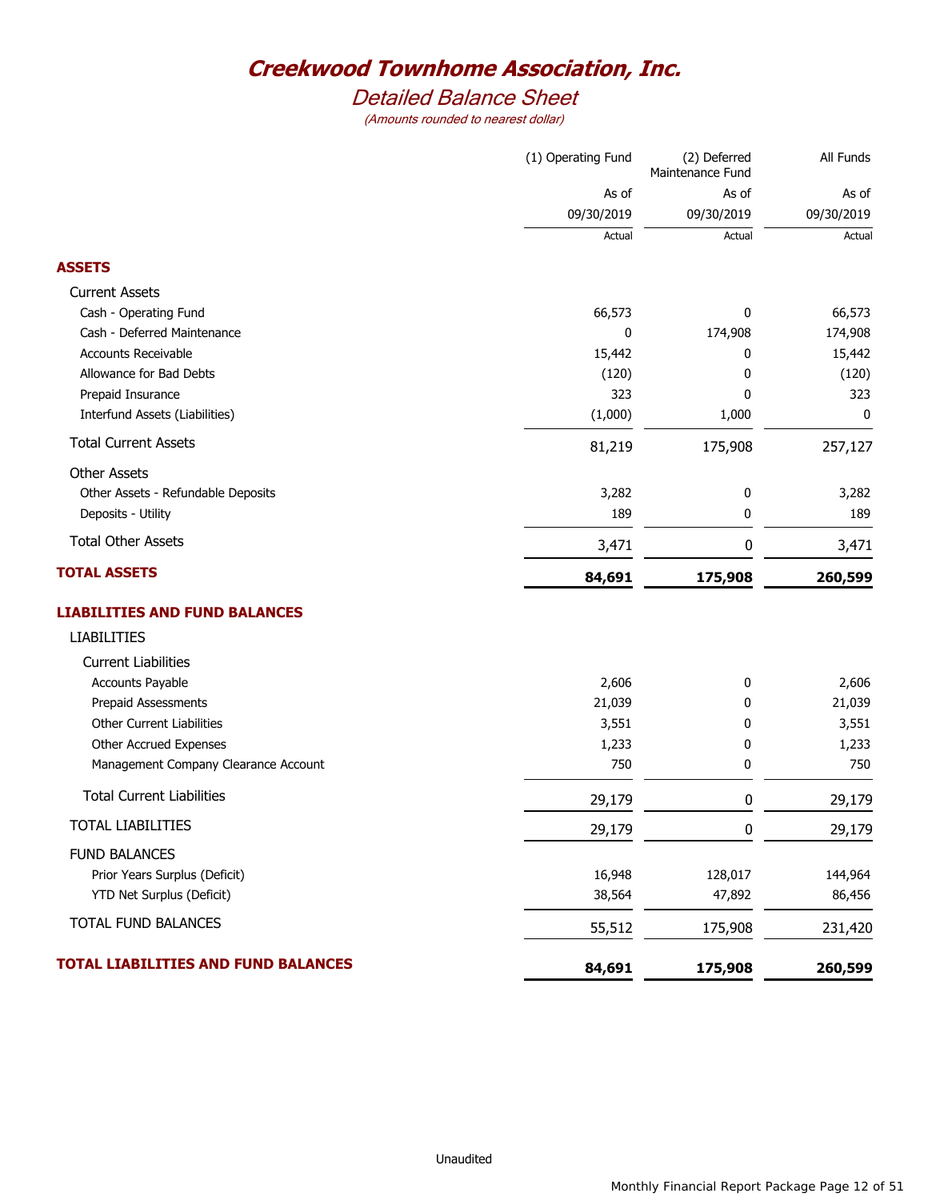# Creekwood Townhome Association, Inc.

## Detailed Balance Sheet

*(Amounts rounded to nearest dollar)*

| | (1) Operating Fund | (2) Deferred Maintenance Fund | All Funds |
|---|---|---|---|
| | As of 09/30/2019 | As of 09/30/2019 | As of 09/30/2019 |
| | Actual | Actual | Actual |
| **ASSETS** | | | |
| Current Assets | | | |
| Cash - Operating Fund | 66,573 | 0 | 66,573 |
| Cash - Deferred Maintenance | 0 | 174,908 | 174,908 |
| Accounts Receivable | 15,442 | 0 | 15,442 |
| Allowance for Bad Debts | (120) | 0 | (120) |
| Prepaid Insurance | 323 | 0 | 323 |
| Interfund Assets (Liabilities) | (1,000) | 1,000 | 0 |
| Total Current Assets | 81,219 | 175,908 | 257,127 |
| Other Assets | | | |
| Other Assets - Refundable Deposits | 3,282 | 0 | 3,282 |
| Deposits - Utility | 189 | 0 | 189 |
| Total Other Assets | 3,471 | 0 | 3,471 |
| **TOTAL ASSETS** | **84,691** | **175,908** | **260,599** |
| **LIABILITIES AND FUND BALANCES** | | | |
| LIABILITIES | | | |
| Current Liabilities | | | |
| Accounts Payable | 2,606 | 0 | 2,606 |
| Prepaid Assessments | 21,039 | 0 | 21,039 |
| Other Current Liabilities | 3,551 | 0 | 3,551 |
| Other Accrued Expenses | 1,233 | 0 | 1,233 |
| Management Company Clearance Account | 750 | 0 | 750 |
| Total Current Liabilities | 29,179 | 0 | 29,179 |
| TOTAL LIABILITIES | 29,179 | 0 | 29,179 |
| FUND BALANCES | | | |
| Prior Years Surplus (Deficit) | 16,948 | 128,017 | 144,964 |
| YTD Net Surplus (Deficit) | 38,564 | 47,892 | 86,456 |
| TOTAL FUND BALANCES | 55,512 | 175,908 | 231,420 |
| **TOTAL LIABILITIES AND FUND BALANCES** | **84,691** | **175,908** | **260,599** |

Unaudited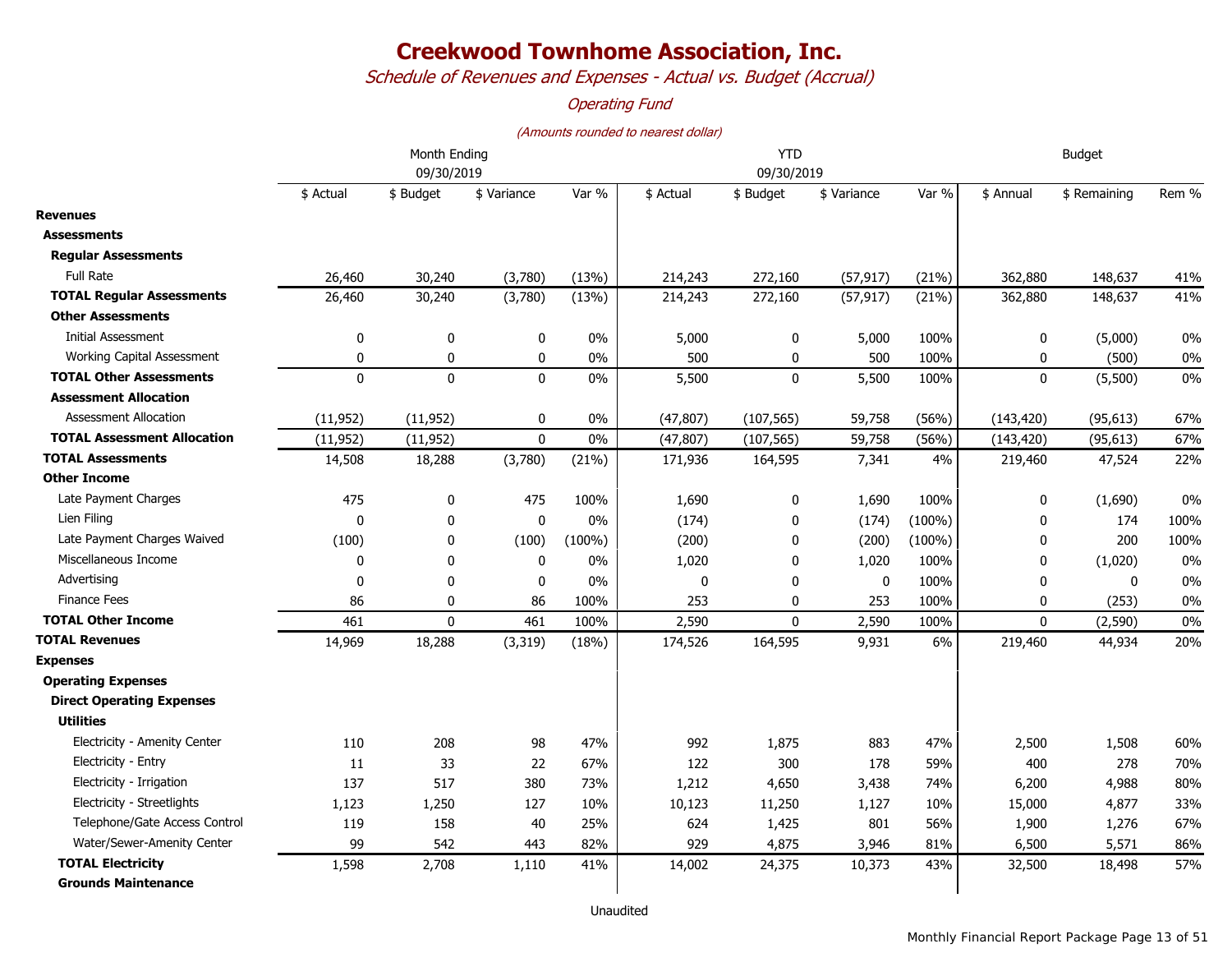# Creekwood Townhome Association, Inc.

*Schedule of Revenues and Expenses - Actual vs. Budget (Accrual)*

*Operating Fund*

*(Amounts rounded to nearest dollar)*

| | Month Ending 09/30/2019 | | | | YTD 09/30/2019 | | | | Budget | | |
|---|---|---|---|---|---|---|---|---|---|---|---|
| | $ Actual | $ Budget | $ Variance | Var % | $ Actual | $ Budget | $ Variance | Var % | $ Annual | $ Remaining | Rem % |
| **Revenues** | | | | | | | | | | | |
| **Assessments** | | | | | | | | | | | |
| **Regular Assessments** | | | | | | | | | | | |
| Full Rate | 26,460 | 30,240 | (3,780) | (13%) | 214,243 | 272,160 | (57,917) | (21%) | 362,880 | 148,637 | 41% |
| **TOTAL Regular Assessments** | 26,460 | 30,240 | (3,780) | (13%) | 214,243 | 272,160 | (57,917) | (21%) | 362,880 | 148,637 | 41% |
| **Other Assessments** | | | | | | | | | | | |
| Initial Assessment | 0 | 0 | 0 | 0% | 5,000 | 0 | 5,000 | 100% | 0 | (5,000) | 0% |
| Working Capital Assessment | 0 | 0 | 0 | 0% | 500 | 0 | 500 | 100% | 0 | (500) | 0% |
| **TOTAL Other Assessments** | 0 | 0 | 0 | 0% | 5,500 | 0 | 5,500 | 100% | 0 | (5,500) | 0% |
| **Assessment Allocation** | | | | | | | | | | | |
| Assessment Allocation | (11,952) | (11,952) | 0 | 0% | (47,807) | (107,565) | 59,758 | (56%) | (143,420) | (95,613) | 67% |
| **TOTAL Assessment Allocation** | (11,952) | (11,952) | 0 | 0% | (47,807) | (107,565) | 59,758 | (56%) | (143,420) | (95,613) | 67% |
| **TOTAL Assessments** | 14,508 | 18,288 | (3,780) | (21%) | 171,936 | 164,595 | 7,341 | 4% | 219,460 | 47,524 | 22% |
| **Other Income** | | | | | | | | | | | |
| Late Payment Charges | 475 | 0 | 475 | 100% | 1,690 | 0 | 1,690 | 100% | 0 | (1,690) | 0% |
| Lien Filing | 0 | 0 | 0 | 0% | (174) | 0 | (174) | (100%) | 0 | 174 | 100% |
| Late Payment Charges Waived | (100) | 0 | (100) | (100%) | (200) | 0 | (200) | (100%) | 0 | 200 | 100% |
| Miscellaneous Income | 0 | 0 | 0 | 0% | 1,020 | 0 | 1,020 | 100% | 0 | (1,020) | 0% |
| Advertising | 0 | 0 | 0 | 0% | 0 | 0 | 0 | 100% | 0 | 0 | 0% |
| Finance Fees | 86 | 0 | 86 | 100% | 253 | 0 | 253 | 100% | 0 | (253) | 0% |
| **TOTAL Other Income** | 461 | 0 | 461 | 100% | 2,590 | 0 | 2,590 | 100% | 0 | (2,590) | 0% |
| **TOTAL Revenues** | 14,969 | 18,288 | (3,319) | (18%) | 174,526 | 164,595 | 9,931 | 6% | 219,460 | 44,934 | 20% |
| **Expenses** | | | | | | | | | | | |
| **Operating Expenses** | | | | | | | | | | | |
| **Direct Operating Expenses** | | | | | | | | | | | |
| **Utilities** | | | | | | | | | | | |
| Electricity - Amenity Center | 110 | 208 | 98 | 47% | 992 | 1,875 | 883 | 47% | 2,500 | 1,508 | 60% |
| Electricity - Entry | 11 | 33 | 22 | 67% | 122 | 300 | 178 | 59% | 400 | 278 | 70% |
| Electricity - Irrigation | 137 | 517 | 380 | 73% | 1,212 | 4,650 | 3,438 | 74% | 6,200 | 4,988 | 80% |
| Electricity - Streetlights | 1,123 | 1,250 | 127 | 10% | 10,123 | 11,250 | 1,127 | 10% | 15,000 | 4,877 | 33% |
| Telephone/Gate Access Control | 119 | 158 | 40 | 25% | 624 | 1,425 | 801 | 56% | 1,900 | 1,276 | 67% |
| Water/Sewer-Amenity Center | 99 | 542 | 443 | 82% | 929 | 4,875 | 3,946 | 81% | 6,500 | 5,571 | 86% |
| **TOTAL Electricity** | 1,598 | 2,708 | 1,110 | 41% | 14,002 | 24,375 | 10,373 | 43% | 32,500 | 18,498 | 57% |
| **Grounds Maintenance** | | | | | | | | | | | |

Unaudited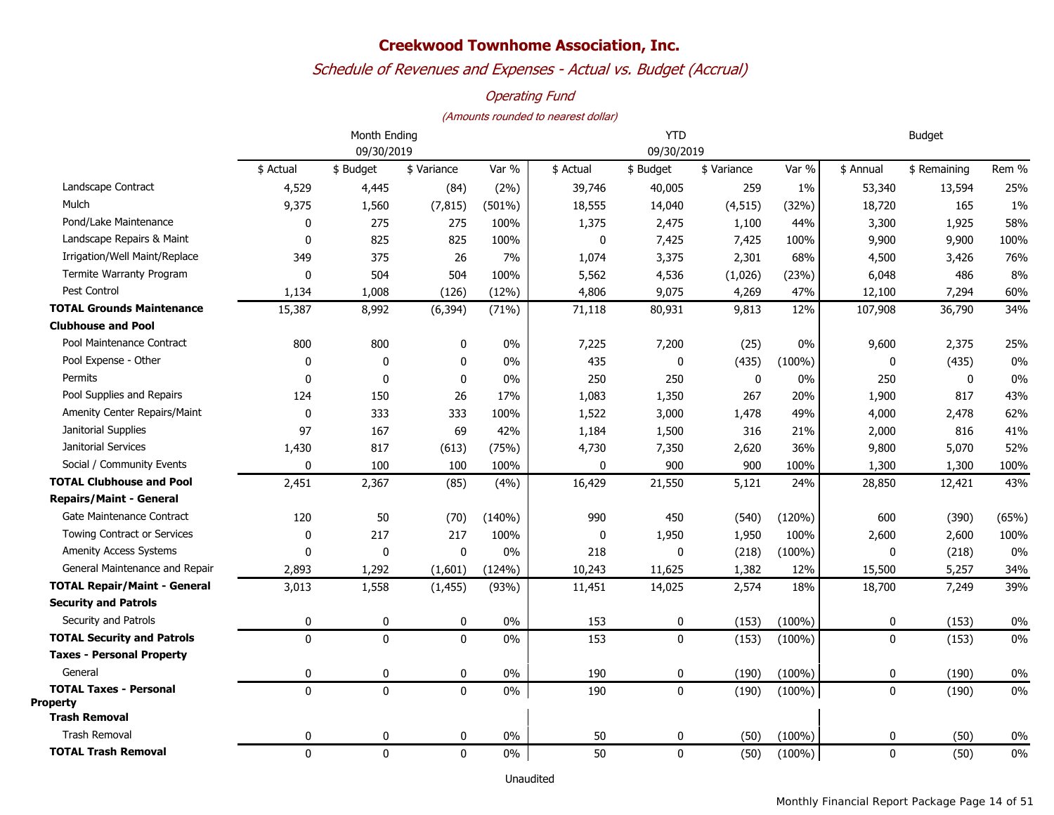# Creekwood Townhome Association, Inc.

## *Schedule of Revenues and Expenses - Actual vs. Budget (Accrual)*

### *Operating Fund*

*(Amounts rounded to nearest dollar)*

| | Month Ending 09/30/2019 | | | | YTD 09/30/2019 | | | | Budget | | |
|---|---|---|---|---|---|---|---|---|---|---|---|
| | $ Actual | $ Budget | $ Variance | Var % | $ Actual | $ Budget | $ Variance | Var % | $ Annual | $ Remaining | Rem % |
| Landscape Contract | 4,529 | 4,445 | (84) | (2%) | 39,746 | 40,005 | 259 | 1% | 53,340 | 13,594 | 25% |
| Mulch | 9,375 | 1,560 | (7,815) | (501%) | 18,555 | 14,040 | (4,515) | (32%) | 18,720 | 165 | 1% |
| Pond/Lake Maintenance | 0 | 275 | 275 | 100% | 1,375 | 2,475 | 1,100 | 44% | 3,300 | 1,925 | 58% |
| Landscape Repairs & Maint | 0 | 825 | 825 | 100% | 0 | 7,425 | 7,425 | 100% | 9,900 | 9,900 | 100% |
| Irrigation/Well Maint/Replace | 349 | 375 | 26 | 7% | 1,074 | 3,375 | 2,301 | 68% | 4,500 | 3,426 | 76% |
| Termite Warranty Program | 0 | 504 | 504 | 100% | 5,562 | 4,536 | (1,026) | (23%) | 6,048 | 486 | 8% |
| Pest Control | 1,134 | 1,008 | (126) | (12%) | 4,806 | 9,075 | 4,269 | 47% | 12,100 | 7,294 | 60% |
| **TOTAL Grounds Maintenance** | 15,387 | 8,992 | (6,394) | (71%) | 71,118 | 80,931 | 9,813 | 12% | 107,908 | 36,790 | 34% |
| **Clubhouse and Pool** | | | | | | | | | | | |
| Pool Maintenance Contract | 800 | 800 | 0 | 0% | 7,225 | 7,200 | (25) | 0% | 9,600 | 2,375 | 25% |
| Pool Expense - Other | 0 | 0 | 0 | 0% | 435 | 0 | (435) | (100%) | 0 | (435) | 0% |
| Permits | 0 | 0 | 0 | 0% | 250 | 250 | 0 | 0% | 250 | 0 | 0% |
| Pool Supplies and Repairs | 124 | 150 | 26 | 17% | 1,083 | 1,350 | 267 | 20% | 1,900 | 817 | 43% |
| Amenity Center Repairs/Maint | 0 | 333 | 333 | 100% | 1,522 | 3,000 | 1,478 | 49% | 4,000 | 2,478 | 62% |
| Janitorial Supplies | 97 | 167 | 69 | 42% | 1,184 | 1,500 | 316 | 21% | 2,000 | 816 | 41% |
| Janitorial Services | 1,430 | 817 | (613) | (75%) | 4,730 | 7,350 | 2,620 | 36% | 9,800 | 5,070 | 52% |
| Social / Community Events | 0 | 100 | 100 | 100% | 0 | 900 | 900 | 100% | 1,300 | 1,300 | 100% |
| **TOTAL Clubhouse and Pool** | 2,451 | 2,367 | (85) | (4%) | 16,429 | 21,550 | 5,121 | 24% | 28,850 | 12,421 | 43% |
| **Repairs/Maint - General** | | | | | | | | | | | |
| Gate Maintenance Contract | 120 | 50 | (70) | (140%) | 990 | 450 | (540) | (120%) | 600 | (390) | (65%) |
| Towing Contract or Services | 0 | 217 | 217 | 100% | 0 | 1,950 | 1,950 | 100% | 2,600 | 2,600 | 100% |
| Amenity Access Systems | 0 | 0 | 0 | 0% | 218 | 0 | (218) | (100%) | 0 | (218) | 0% |
| General Maintenance and Repair | 2,893 | 1,292 | (1,601) | (124%) | 10,243 | 11,625 | 1,382 | 12% | 15,500 | 5,257 | 34% |
| **TOTAL Repair/Maint - General** | 3,013 | 1,558 | (1,455) | (93%) | 11,451 | 14,025 | 2,574 | 18% | 18,700 | 7,249 | 39% |
| **Security and Patrols** | | | | | | | | | | | |
| Security and Patrols | 0 | 0 | 0 | 0% | 153 | 0 | (153) | (100%) | 0 | (153) | 0% |
| **TOTAL Security and Patrols** | 0 | 0 | 0 | 0% | 153 | 0 | (153) | (100%) | 0 | (153) | 0% |
| **Taxes - Personal Property** | | | | | | | | | | | |
| General | 0 | 0 | 0 | 0% | 190 | 0 | (190) | (100%) | 0 | (190) | 0% |
| **TOTAL Taxes - Personal Property** | 0 | 0 | 0 | 0% | 190 | 0 | (190) | (100%) | 0 | (190) | 0% |
| **Trash Removal** | | | | | | | | | | | |
| Trash Removal | 0 | 0 | 0 | 0% | 50 | 0 | (50) | (100%) | 0 | (50) | 0% |
| **TOTAL Trash Removal** | 0 | 0 | 0 | 0% | 50 | 0 | (50) | (100%) | 0 | (50) | 0% |

Unaudited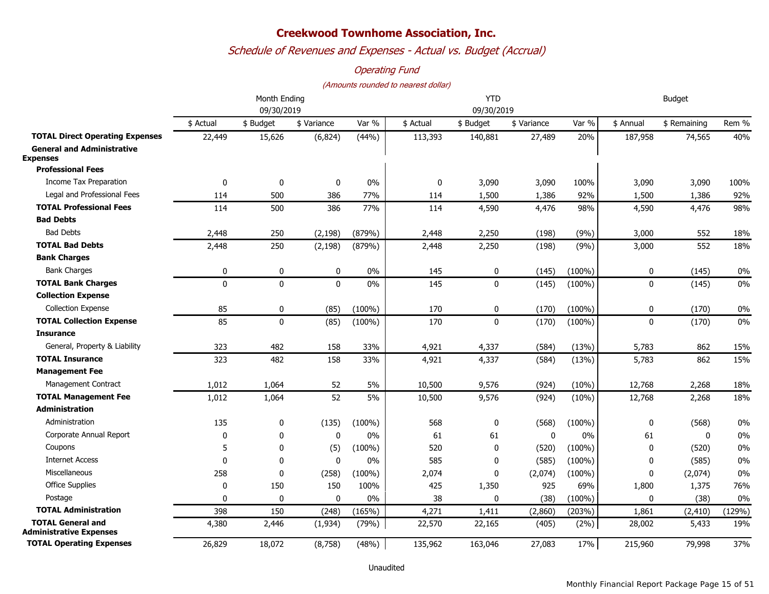# Creekwood Townhome Association, Inc.

## *Schedule of Revenues and Expenses - Actual vs. Budget (Accrual)*

### *Operating Fund*

*(Amounts rounded to nearest dollar)*

| | Month Ending 09/30/2019 | | | | YTD 09/30/2019 | | | | Budget | | |
|---|---|---|---|---|---|---|---|---|---|---|---|
| | $ Actual | $ Budget | $ Variance | Var % | $ Actual | $ Budget | $ Variance | Var % | $ Annual | $ Remaining | Rem % |
| **TOTAL Direct Operating Expenses** | 22,449 | 15,626 | (6,824) | (44%) | 113,393 | 140,881 | 27,489 | 20% | 187,958 | 74,565 | 40% |
| **General and Administrative Expenses** | | | | | | | | | | | |
| **Professional Fees** | | | | | | | | | | | |
| Income Tax Preparation | 0 | 0 | 0 | 0% | 0 | 3,090 | 3,090 | 100% | 3,090 | 3,090 | 100% |
| Legal and Professional Fees | 114 | 500 | 386 | 77% | 114 | 1,500 | 1,386 | 92% | 1,500 | 1,386 | 92% |
| **TOTAL Professional Fees** | 114 | 500 | 386 | 77% | 114 | 4,590 | 4,476 | 98% | 4,590 | 4,476 | 98% |
| **Bad Debts** | | | | | | | | | | | |
| Bad Debts | 2,448 | 250 | (2,198) | (879%) | 2,448 | 2,250 | (198) | (9%) | 3,000 | 552 | 18% |
| **TOTAL Bad Debts** | 2,448 | 250 | (2,198) | (879%) | 2,448 | 2,250 | (198) | (9%) | 3,000 | 552 | 18% |
| **Bank Charges** | | | | | | | | | | | |
| Bank Charges | 0 | 0 | 0 | 0% | 145 | 0 | (145) | (100%) | 0 | (145) | 0% |
| **TOTAL Bank Charges** | 0 | 0 | 0 | 0% | 145 | 0 | (145) | (100%) | 0 | (145) | 0% |
| **Collection Expense** | | | | | | | | | | | |
| Collection Expense | 85 | 0 | (85) | (100%) | 170 | 0 | (170) | (100%) | 0 | (170) | 0% |
| **TOTAL Collection Expense** | 85 | 0 | (85) | (100%) | 170 | 0 | (170) | (100%) | 0 | (170) | 0% |
| **Insurance** | | | | | | | | | | | |
| General, Property & Liability | 323 | 482 | 158 | 33% | 4,921 | 4,337 | (584) | (13%) | 5,783 | 862 | 15% |
| **TOTAL Insurance** | 323 | 482 | 158 | 33% | 4,921 | 4,337 | (584) | (13%) | 5,783 | 862 | 15% |
| **Management Fee** | | | | | | | | | | | |
| Management Contract | 1,012 | 1,064 | 52 | 5% | 10,500 | 9,576 | (924) | (10%) | 12,768 | 2,268 | 18% |
| **TOTAL Management Fee** | 1,012 | 1,064 | 52 | 5% | 10,500 | 9,576 | (924) | (10%) | 12,768 | 2,268 | 18% |
| **Administration** | | | | | | | | | | | |
| Administration | 135 | 0 | (135) | (100%) | 568 | 0 | (568) | (100%) | 0 | (568) | 0% |
| Corporate Annual Report | 0 | 0 | 0 | 0% | 61 | 61 | 0 | 0% | 61 | 0 | 0% |
| Coupons | 5 | 0 | (5) | (100%) | 520 | 0 | (520) | (100%) | 0 | (520) | 0% |
| Internet Access | 0 | 0 | 0 | 0% | 585 | 0 | (585) | (100%) | 0 | (585) | 0% |
| Miscellaneous | 258 | 0 | (258) | (100%) | 2,074 | 0 | (2,074) | (100%) | 0 | (2,074) | 0% |
| Office Supplies | 0 | 150 | 150 | 100% | 425 | 1,350 | 925 | 69% | 1,800 | 1,375 | 76% |
| Postage | 0 | 0 | 0 | 0% | 38 | 0 | (38) | (100%) | 0 | (38) | 0% |
| **TOTAL Administration** | 398 | 150 | (248) | (165%) | 4,271 | 1,411 | (2,860) | (203%) | 1,861 | (2,410) | (129%) |
| **TOTAL General and Administrative Expenses** | 4,380 | 2,446 | (1,934) | (79%) | 22,570 | 22,165 | (405) | (2%) | 28,002 | 5,433 | 19% |
| **TOTAL Operating Expenses** | 26,829 | 18,072 | (8,758) | (48%) | 135,962 | 163,046 | 27,083 | 17% | 215,960 | 79,998 | 37% |

Unaudited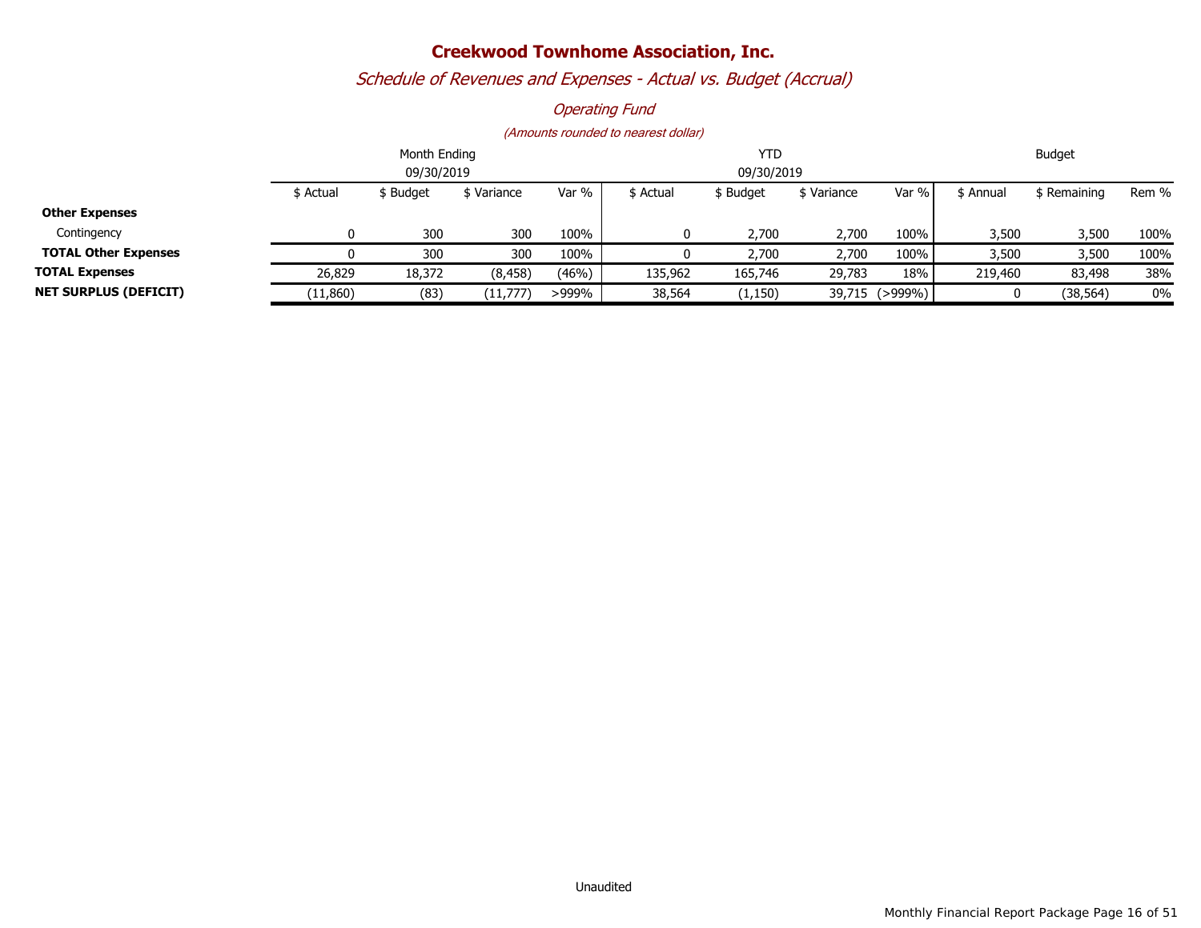# Creekwood Townhome Association, Inc.

## *Schedule of Revenues and Expenses - Actual vs. Budget (Accrual)*

### *Operating Fund*

*(Amounts rounded to nearest dollar)*

| | Month Ending 09/30/2019 | | | | YTD 09/30/2019 | | | | Budget | | |
|---|---|---|---|---|---|---|---|---|---|---|---|
| | $ Actual | $ Budget | $ Variance | Var % | $ Actual | $ Budget | $ Variance | Var % | $ Annual | $ Remaining | Rem % |
| **Other Expenses** | | | | | | | | | | | |
| Contingency | 0 | 300 | 300 | 100% | 0 | 2,700 | 2,700 | 100% | 3,500 | 3,500 | 100% |
| **TOTAL Other Expenses** | 0 | 300 | 300 | 100% | 0 | 2,700 | 2,700 | 100% | 3,500 | 3,500 | 100% |
| **TOTAL Expenses** | 26,829 | 18,372 | (8,458) | (46%) | 135,962 | 165,746 | 29,783 | 18% | 219,460 | 83,498 | 38% |
| **NET SURPLUS (DEFICIT)** | (11,860) | (83) | (11,777) | >999% | 38,564 | (1,150) | 39,715 | (>999%) | 0 | (38,564) | 0% |

Unaudited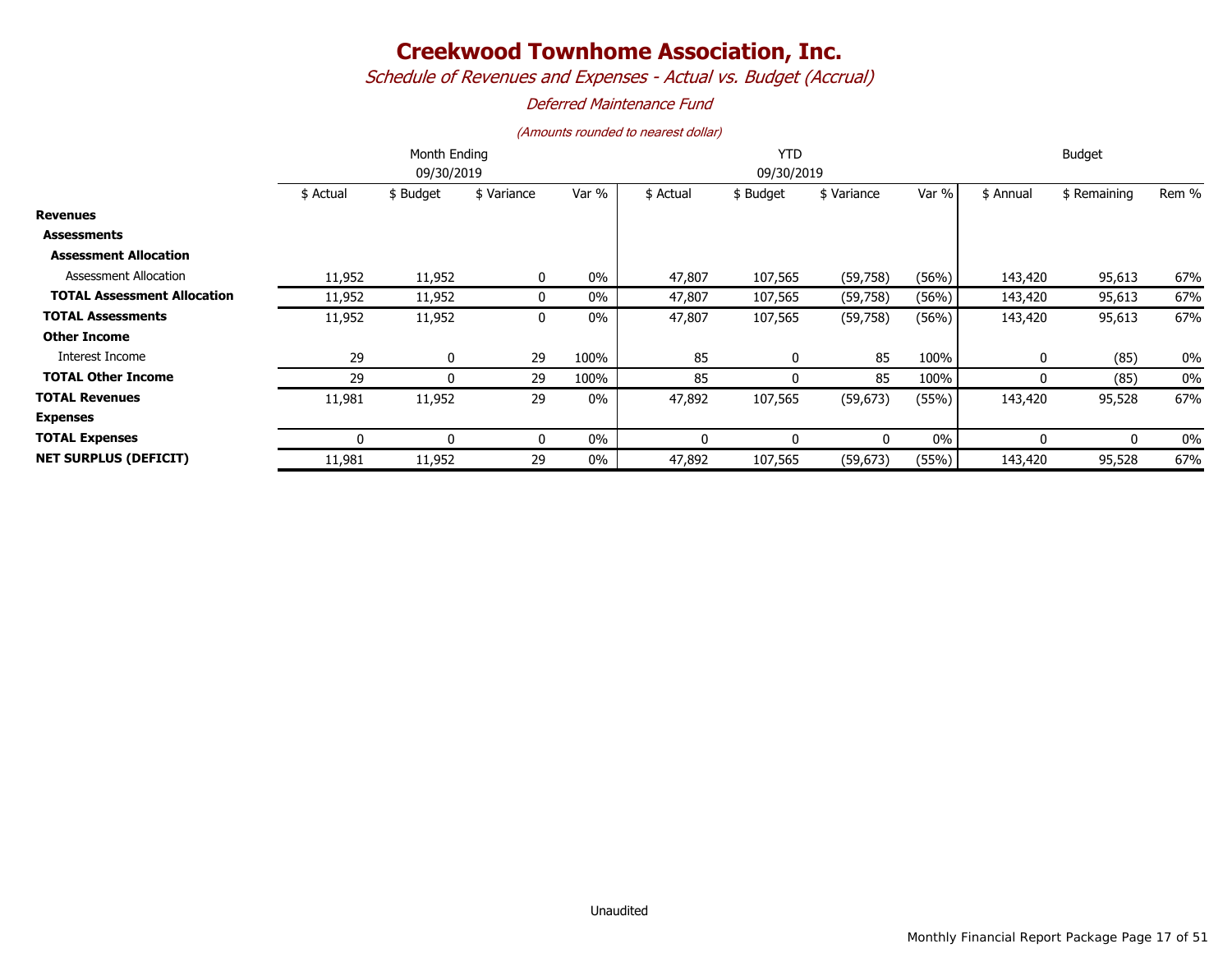# Creekwood Townhome Association, Inc.

*Schedule of Revenues and Expenses - Actual vs. Budget (Accrual)*

*Deferred Maintenance Fund*

*(Amounts rounded to nearest dollar)*

| | Month Ending 09/30/2019 | | | | YTD 09/30/2019 | | | | Budget | | |
|---|---|---|---|---|---|---|---|---|---|---|---|
| | $ Actual | $ Budget | $ Variance | Var % | $ Actual | $ Budget | $ Variance | Var % | $ Annual | $ Remaining | Rem % |
| **Revenues** | | | | | | | | | | | |
| **Assessments** | | | | | | | | | | | |
| **Assessment Allocation** | | | | | | | | | | | |
| Assessment Allocation | 11,952 | 11,952 | 0 | 0% | 47,807 | 107,565 | (59,758) | (56%) | 143,420 | 95,613 | 67% |
| **TOTAL Assessment Allocation** | 11,952 | 11,952 | 0 | 0% | 47,807 | 107,565 | (59,758) | (56%) | 143,420 | 95,613 | 67% |
| **TOTAL Assessments** | 11,952 | 11,952 | 0 | 0% | 47,807 | 107,565 | (59,758) | (56%) | 143,420 | 95,613 | 67% |
| **Other Income** | | | | | | | | | | | |
| Interest Income | 29 | 0 | 29 | 100% | 85 | 0 | 85 | 100% | 0 | (85) | 0% |
| **TOTAL Other Income** | 29 | 0 | 29 | 100% | 85 | 0 | 85 | 100% | 0 | (85) | 0% |
| **TOTAL Revenues** | 11,981 | 11,952 | 29 | 0% | 47,892 | 107,565 | (59,673) | (55%) | 143,420 | 95,528 | 67% |
| **Expenses** | | | | | | | | | | | |
| **TOTAL Expenses** | 0 | 0 | 0 | 0% | 0 | 0 | 0 | 0% | 0 | 0 | 0% |
| **NET SURPLUS (DEFICIT)** | 11,981 | 11,952 | 29 | 0% | 47,892 | 107,565 | (59,673) | (55%) | 143,420 | 95,528 | 67% |

Unaudited